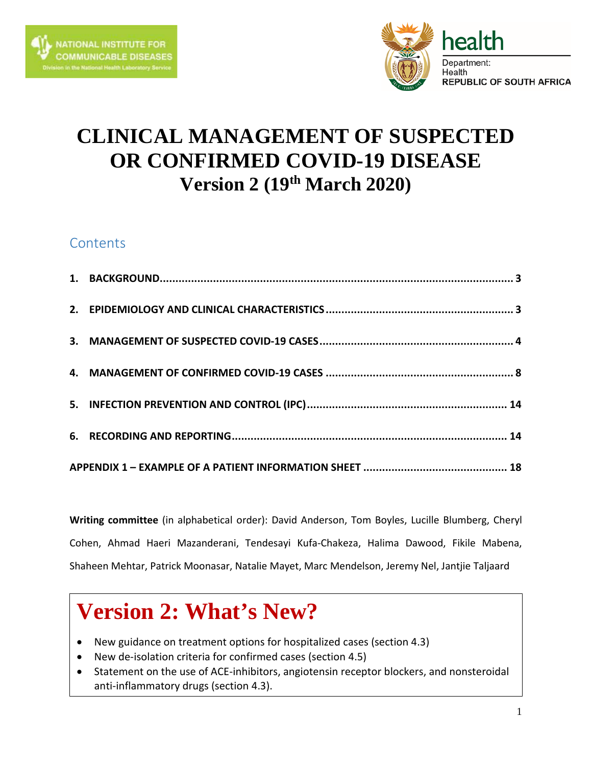NATIONAL INSTITUTE FOR COMMUNICABLE DISEASES
Division in the National Health Laboratory Service

health
Department: Health
REPUBLIC OF SOUTH AFRICA

# CLINICAL MANAGEMENT OF SUSPECTED OR CONFIRMED COVID-19 DISEASE

## Version 2 (19th March 2020)

### Contents

1. BACKGROUND .......... 3
2. EPIDEMIOLOGY AND CLINICAL CHARACTERISTICS .......... 3
3. MANAGEMENT OF SUSPECTED COVID-19 CASES .......... 4
4. MANAGEMENT OF CONFIRMED COVID-19 CASES .......... 8
5. INFECTION PREVENTION AND CONTROL (IPC) .......... 14
6. RECORDING AND REPORTING .......... 14

APPENDIX 1 – EXAMPLE OF A PATIENT INFORMATION SHEET .......... 18

**Writing committee** (in alphabetical order): David Anderson, Tom Boyles, Lucille Blumberg, Cheryl Cohen, Ahmad Haeri Mazanderani, Tendesayi Kufa-Chakeza, Halima Dawood, Fikile Mabena, Shaheen Mehtar, Patrick Moonasar, Natalie Mayet, Marc Mendelson, Jeremy Nel, Jantjie Taljaard

## Version 2: What's New?

- New guidance on treatment options for hospitalized cases (section 4.3)
- New de-isolation criteria for confirmed cases (section 4.5)
- Statement on the use of ACE-inhibitors, angiotensin receptor blockers, and nonsteroidal anti-inflammatory drugs (section 4.3).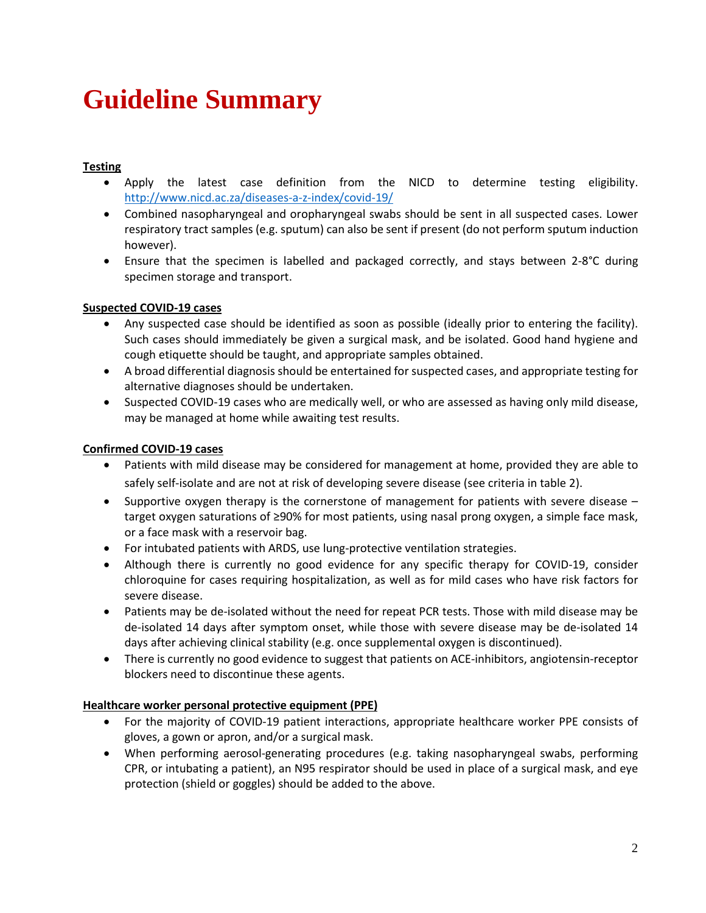# Guideline Summary

**Testing**

- Apply the latest case definition from the NICD to determine testing eligibility. http://www.nicd.ac.za/diseases-a-z-index/covid-19/
- Combined nasopharyngeal and oropharyngeal swabs should be sent in all suspected cases. Lower respiratory tract samples (e.g. sputum) can also be sent if present (do not perform sputum induction however).
- Ensure that the specimen is labelled and packaged correctly, and stays between 2-8°C during specimen storage and transport.

**Suspected COVID-19 cases**

- Any suspected case should be identified as soon as possible (ideally prior to entering the facility). Such cases should immediately be given a surgical mask, and be isolated. Good hand hygiene and cough etiquette should be taught, and appropriate samples obtained.
- A broad differential diagnosis should be entertained for suspected cases, and appropriate testing for alternative diagnoses should be undertaken.
- Suspected COVID-19 cases who are medically well, or who are assessed as having only mild disease, may be managed at home while awaiting test results.

**Confirmed COVID-19 cases**

- Patients with mild disease may be considered for management at home, provided they are able to safely self-isolate and are not at risk of developing severe disease (see criteria in table 2).
- Supportive oxygen therapy is the cornerstone of management for patients with severe disease – target oxygen saturations of ≥90% for most patients, using nasal prong oxygen, a simple face mask, or a face mask with a reservoir bag.
- For intubated patients with ARDS, use lung-protective ventilation strategies.
- Although there is currently no good evidence for any specific therapy for COVID-19, consider chloroquine for cases requiring hospitalization, as well as for mild cases who have risk factors for severe disease.
- Patients may be de-isolated without the need for repeat PCR tests. Those with mild disease may be de-isolated 14 days after symptom onset, while those with severe disease may be de-isolated 14 days after achieving clinical stability (e.g. once supplemental oxygen is discontinued).
- There is currently no good evidence to suggest that patients on ACE-inhibitors, angiotensin-receptor blockers need to discontinue these agents.

**Healthcare worker personal protective equipment (PPE)**

- For the majority of COVID-19 patient interactions, appropriate healthcare worker PPE consists of gloves, a gown or apron, and/or a surgical mask.
- When performing aerosol-generating procedures (e.g. taking nasopharyngeal swabs, performing CPR, or intubating a patient), an N95 respirator should be used in place of a surgical mask, and eye protection (shield or goggles) should be added to the above.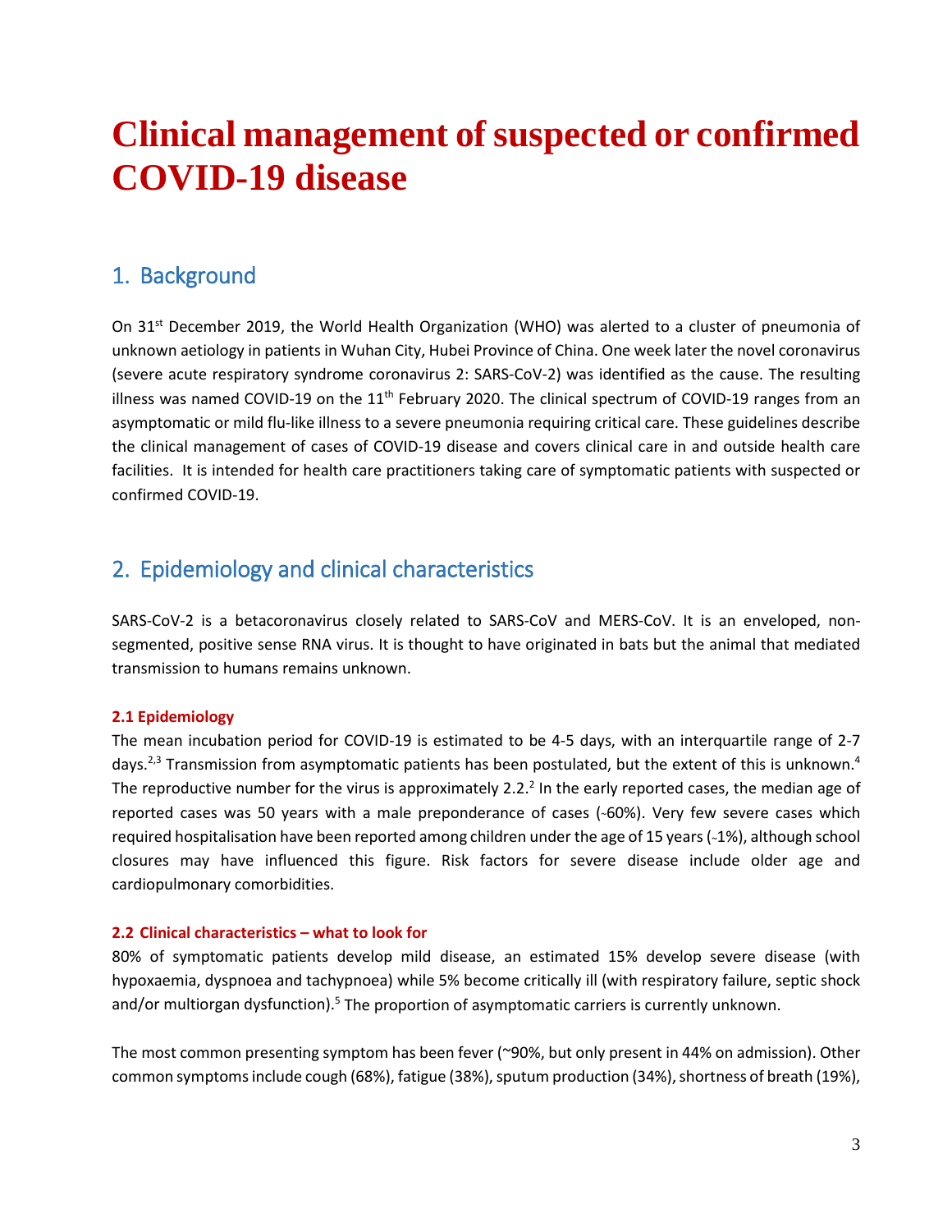# Clinical management of suspected or confirmed COVID-19 disease

## 1. Background

On 31st December 2019, the World Health Organization (WHO) was alerted to a cluster of pneumonia of unknown aetiology in patients in Wuhan City, Hubei Province of China. One week later the novel coronavirus (severe acute respiratory syndrome coronavirus 2: SARS-CoV-2) was identified as the cause. The resulting illness was named COVID-19 on the 11th February 2020. The clinical spectrum of COVID-19 ranges from an asymptomatic or mild flu-like illness to a severe pneumonia requiring critical care. These guidelines describe the clinical management of cases of COVID-19 disease and covers clinical care in and outside health care facilities. It is intended for health care practitioners taking care of symptomatic patients with suspected or confirmed COVID-19.

## 2. Epidemiology and clinical characteristics

SARS-CoV-2 is a betacoronavirus closely related to SARS-CoV and MERS-CoV. It is an enveloped, non-segmented, positive sense RNA virus. It is thought to have originated in bats but the animal that mediated transmission to humans remains unknown.

### 2.1 Epidemiology

The mean incubation period for COVID-19 is estimated to be 4-5 days, with an interquartile range of 2-7 days.[2,3] Transmission from asymptomatic patients has been postulated, but the extent of this is unknown.[4] The reproductive number for the virus is approximately 2.2.[2] In the early reported cases, the median age of reported cases was 50 years with a male preponderance of cases (~60%). Very few severe cases which required hospitalisation have been reported among children under the age of 15 years (~1%), although school closures may have influenced this figure. Risk factors for severe disease include older age and cardiopulmonary comorbidities.

### 2.2 Clinical characteristics – what to look for

80% of symptomatic patients develop mild disease, an estimated 15% develop severe disease (with hypoxaemia, dyspnoea and tachypnoea) while 5% become critically ill (with respiratory failure, septic shock and/or multiorgan dysfunction).[5] The proportion of asymptomatic carriers is currently unknown.

The most common presenting symptom has been fever (~90%, but only present in 44% on admission). Other common symptoms include cough (68%), fatigue (38%), sputum production (34%), shortness of breath (19%),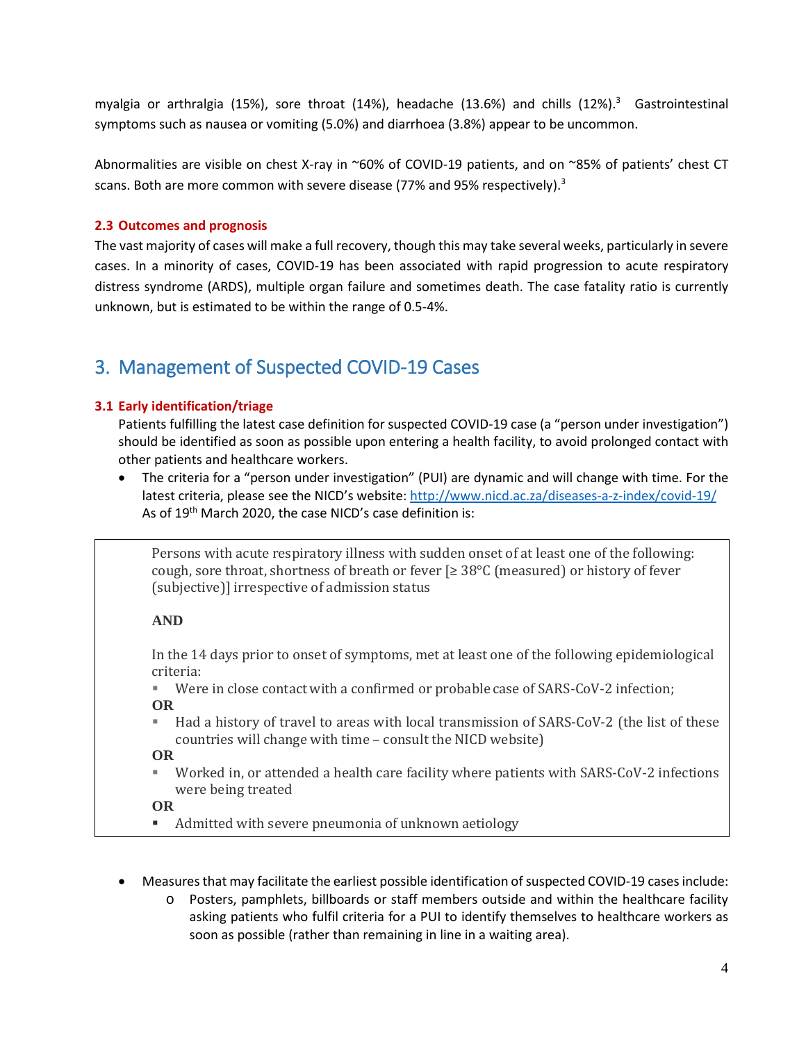myalgia or arthralgia (15%), sore throat (14%), headache (13.6%) and chills (12%).[3] Gastrointestinal symptoms such as nausea or vomiting (5.0%) and diarrhoea (3.8%) appear to be uncommon.

Abnormalities are visible on chest X-ray in ~60% of COVID-19 patients, and on ~85% of patients' chest CT scans. Both are more common with severe disease (77% and 95% respectively).[3]

### 2.3 Outcomes and prognosis

The vast majority of cases will make a full recovery, though this may take several weeks, particularly in severe cases. In a minority of cases, COVID-19 has been associated with rapid progression to acute respiratory distress syndrome (ARDS), multiple organ failure and sometimes death. The case fatality ratio is currently unknown, but is estimated to be within the range of 0.5-4%.

## 3. Management of Suspected COVID-19 Cases

### 3.1 Early identification/triage

Patients fulfilling the latest case definition for suspected COVID-19 case (a "person under investigation") should be identified as soon as possible upon entering a health facility, to avoid prolonged contact with other patients and healthcare workers.

- The criteria for a "person under investigation" (PUI) are dynamic and will change with time. For the latest criteria, please see the NICD's website: http://www.nicd.ac.za/diseases-a-z-index/covid-19/
  As of 19th March 2020, the case NICD's case definition is:

> Persons with acute respiratory illness with sudden onset of at least one of the following: cough, sore throat, shortness of breath or fever [≥ 38°C (measured) or history of fever (subjective)] irrespective of admission status
>
> **AND**
>
> In the 14 days prior to onset of symptoms, met at least one of the following epidemiological criteria:
>
> - Were in close contact with a confirmed or probable case of SARS-CoV-2 infection;
>
> **OR**
>
> - Had a history of travel to areas with local transmission of SARS-CoV-2 (the list of these countries will change with time – consult the NICD website)
>
> **OR**
>
> - Worked in, or attended a health care facility where patients with SARS-CoV-2 infections were being treated
>
> **OR**
>
> - Admitted with severe pneumonia of unknown aetiology

- Measures that may facilitate the earliest possible identification of suspected COVID-19 cases include:
  - Posters, pamphlets, billboards or staff members outside and within the healthcare facility asking patients who fulfil criteria for a PUI to identify themselves to healthcare workers as soon as possible (rather than remaining in line in a waiting area).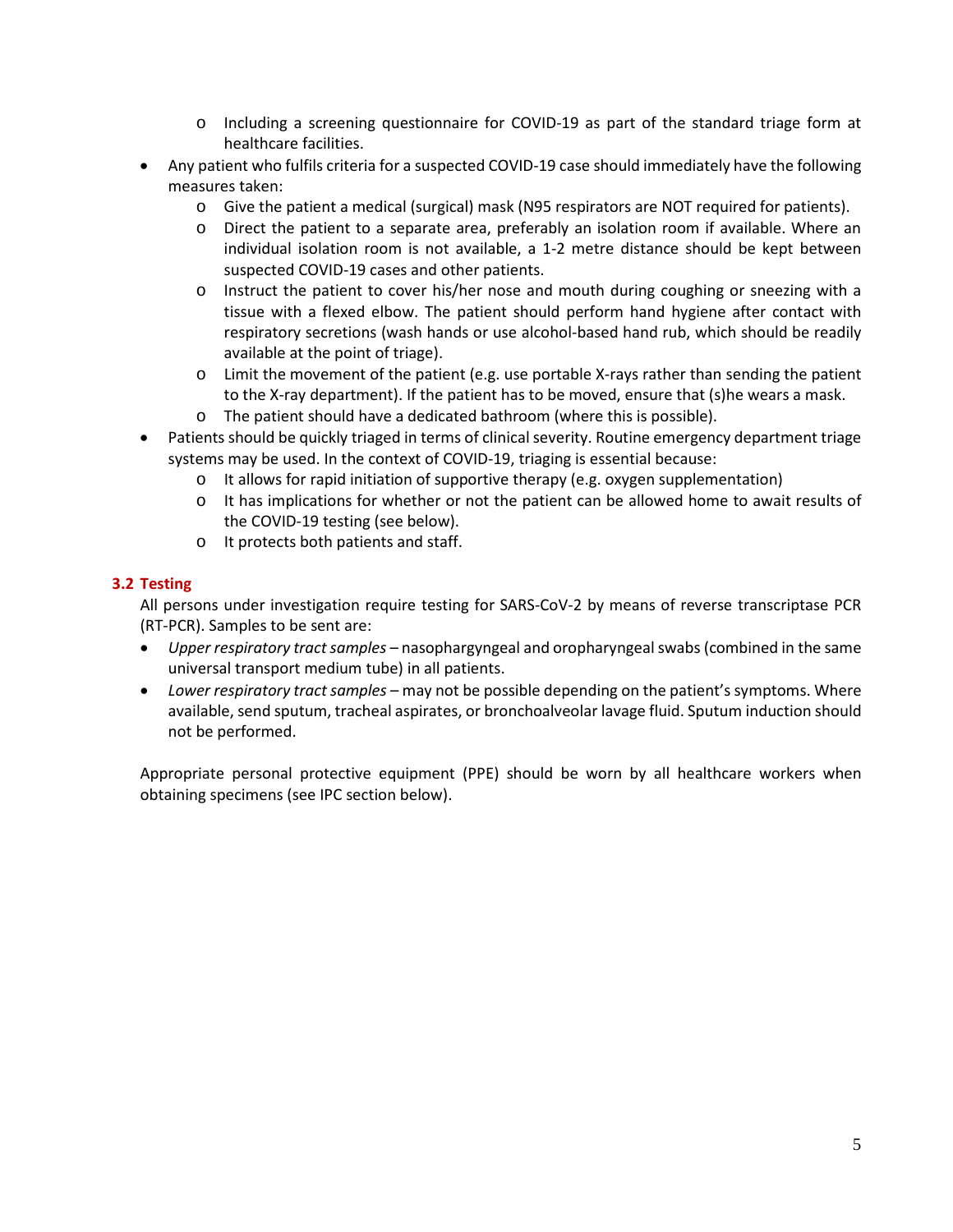- Including a screening questionnaire for COVID-19 as part of the standard triage form at healthcare facilities.
- Any patient who fulfils criteria for a suspected COVID-19 case should immediately have the following measures taken:
  - Give the patient a medical (surgical) mask (N95 respirators are NOT required for patients).
  - Direct the patient to a separate area, preferably an isolation room if available. Where an individual isolation room is not available, a 1-2 metre distance should be kept between suspected COVID-19 cases and other patients.
  - Instruct the patient to cover his/her nose and mouth during coughing or sneezing with a tissue with a flexed elbow. The patient should perform hand hygiene after contact with respiratory secretions (wash hands or use alcohol-based hand rub, which should be readily available at the point of triage).
  - Limit the movement of the patient (e.g. use portable X-rays rather than sending the patient to the X-ray department). If the patient has to be moved, ensure that (s)he wears a mask.
  - The patient should have a dedicated bathroom (where this is possible).
- Patients should be quickly triaged in terms of clinical severity. Routine emergency department triage systems may be used. In the context of COVID-19, triaging is essential because:
  - It allows for rapid initiation of supportive therapy (e.g. oxygen supplementation)
  - It has implications for whether or not the patient can be allowed home to await results of the COVID-19 testing (see below).
  - It protects both patients and staff.

### 3.2 Testing

All persons under investigation require testing for SARS-CoV-2 by means of reverse transcriptase PCR (RT-PCR). Samples to be sent are:

- *Upper respiratory tract samples* – nasophargyngeal and oropharyngeal swabs (combined in the same universal transport medium tube) in all patients.
- *Lower respiratory tract samples* – may not be possible depending on the patient's symptoms. Where available, send sputum, tracheal aspirates, or bronchoalveolar lavage fluid. Sputum induction should not be performed.

Appropriate personal protective equipment (PPE) should be worn by all healthcare workers when obtaining specimens (see IPC section below).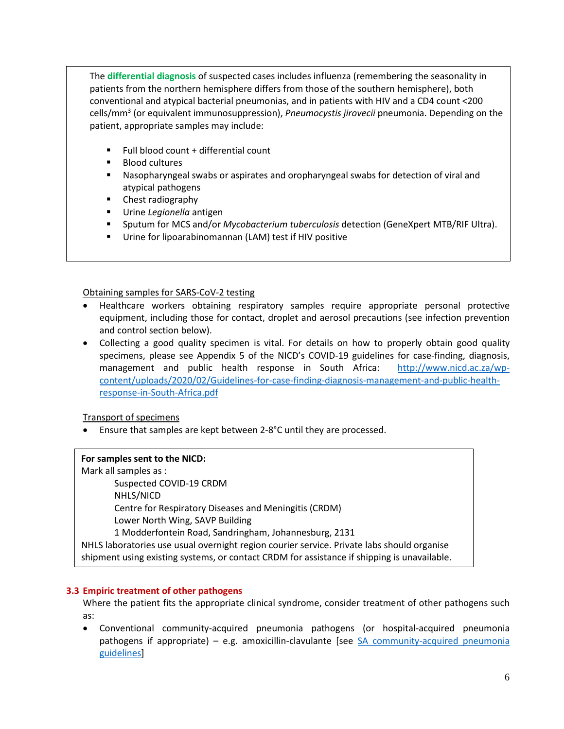The **differential diagnosis** of suspected cases includes influenza (remembering the seasonality in patients from the northern hemisphere differs from those of the southern hemisphere), both conventional and atypical bacterial pneumonias, and in patients with HIV and a CD4 count <200 cells/mm$^3$ (or equivalent immunosuppression), *Pneumocystis jirovecii* pneumonia. Depending on the patient, appropriate samples may include:

- Full blood count + differential count
- Blood cultures
- Nasopharyngeal swabs or aspirates and oropharyngeal swabs for detection of viral and atypical pathogens
- Chest radiography
- Urine *Legionella* antigen
- Sputum for MCS and/or *Mycobacterium tuberculosis* detection (GeneXpert MTB/RIF Ultra).
- Urine for lipoarabinomannan (LAM) test if HIV positive

Obtaining samples for SARS-CoV-2 testing

- Healthcare workers obtaining respiratory samples require appropriate personal protective equipment, including those for contact, droplet and aerosol precautions (see infection prevention and control section below).
- Collecting a good quality specimen is vital. For details on how to properly obtain good quality specimens, please see Appendix 5 of the NICD's COVID-19 guidelines for case-finding, diagnosis, management and public health response in South Africa: http://www.nicd.ac.za/wp-content/uploads/2020/02/Guidelines-for-case-finding-diagnosis-management-and-public-health-response-in-South-Africa.pdf

Transport of specimens

- Ensure that samples are kept between 2-8°C until they are processed.

**For samples sent to the NICD:**
Mark all samples as :

Suspected COVID-19 CRDM
NHLS/NICD
Centre for Respiratory Diseases and Meningitis (CRDM)
Lower North Wing, SAVP Building
1 Modderfontein Road, Sandringham, Johannesburg, 2131

NHLS laboratories use usual overnight region courier service. Private labs should organise shipment using existing systems, or contact CRDM for assistance if shipping is unavailable.

### 3.3 Empiric treatment of other pathogens

Where the patient fits the appropriate clinical syndrome, consider treatment of other pathogens such as:

- Conventional community-acquired pneumonia pathogens (or hospital-acquired pneumonia pathogens if appropriate) – e.g. amoxicillin-clavulante [see SA community-acquired pneumonia guidelines]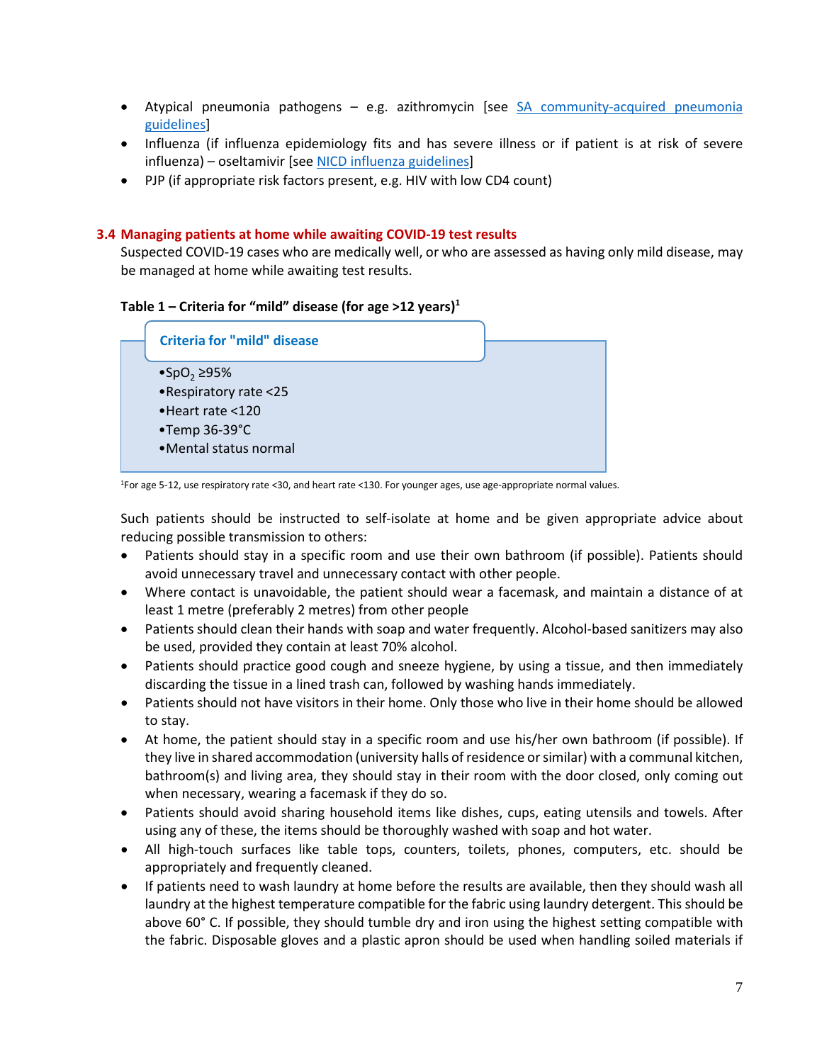- Atypical pneumonia pathogens – e.g. azithromycin [see SA community-acquired pneumonia guidelines]
- Influenza (if influenza epidemiology fits and has severe illness or if patient is at risk of severe influenza) – oseltamivir [see NICD influenza guidelines]
- PJP (if appropriate risk factors present, e.g. HIV with low CD4 count)

### 3.4 Managing patients at home while awaiting COVID-19 test results

Suspected COVID-19 cases who are medically well, or who are assessed as having only mild disease, may be managed at home while awaiting test results.

**Table 1 – Criteria for "mild" disease (for age >12 years)[1]**

| Criteria for "mild" disease |
|---|
| •$SpO_2$ ≥95%<br>•Respiratory rate <25<br>•Heart rate <120<br>•Temp 36-39°C<br>•Mental status normal |

[1]For age 5-12, use respiratory rate <30, and heart rate <130. For younger ages, use age-appropriate normal values.

Such patients should be instructed to self-isolate at home and be given appropriate advice about reducing possible transmission to others:

- Patients should stay in a specific room and use their own bathroom (if possible). Patients should avoid unnecessary travel and unnecessary contact with other people.
- Where contact is unavoidable, the patient should wear a facemask, and maintain a distance of at least 1 metre (preferably 2 metres) from other people
- Patients should clean their hands with soap and water frequently. Alcohol-based sanitizers may also be used, provided they contain at least 70% alcohol.
- Patients should practice good cough and sneeze hygiene, by using a tissue, and then immediately discarding the tissue in a lined trash can, followed by washing hands immediately.
- Patients should not have visitors in their home. Only those who live in their home should be allowed to stay.
- At home, the patient should stay in a specific room and use his/her own bathroom (if possible). If they live in shared accommodation (university halls of residence or similar) with a communal kitchen, bathroom(s) and living area, they should stay in their room with the door closed, only coming out when necessary, wearing a facemask if they do so.
- Patients should avoid sharing household items like dishes, cups, eating utensils and towels. After using any of these, the items should be thoroughly washed with soap and hot water.
- All high-touch surfaces like table tops, counters, toilets, phones, computers, etc. should be appropriately and frequently cleaned.
- If patients need to wash laundry at home before the results are available, then they should wash all laundry at the highest temperature compatible for the fabric using laundry detergent. This should be above 60˚ C. If possible, they should tumble dry and iron using the highest setting compatible with the fabric. Disposable gloves and a plastic apron should be used when handling soiled materials if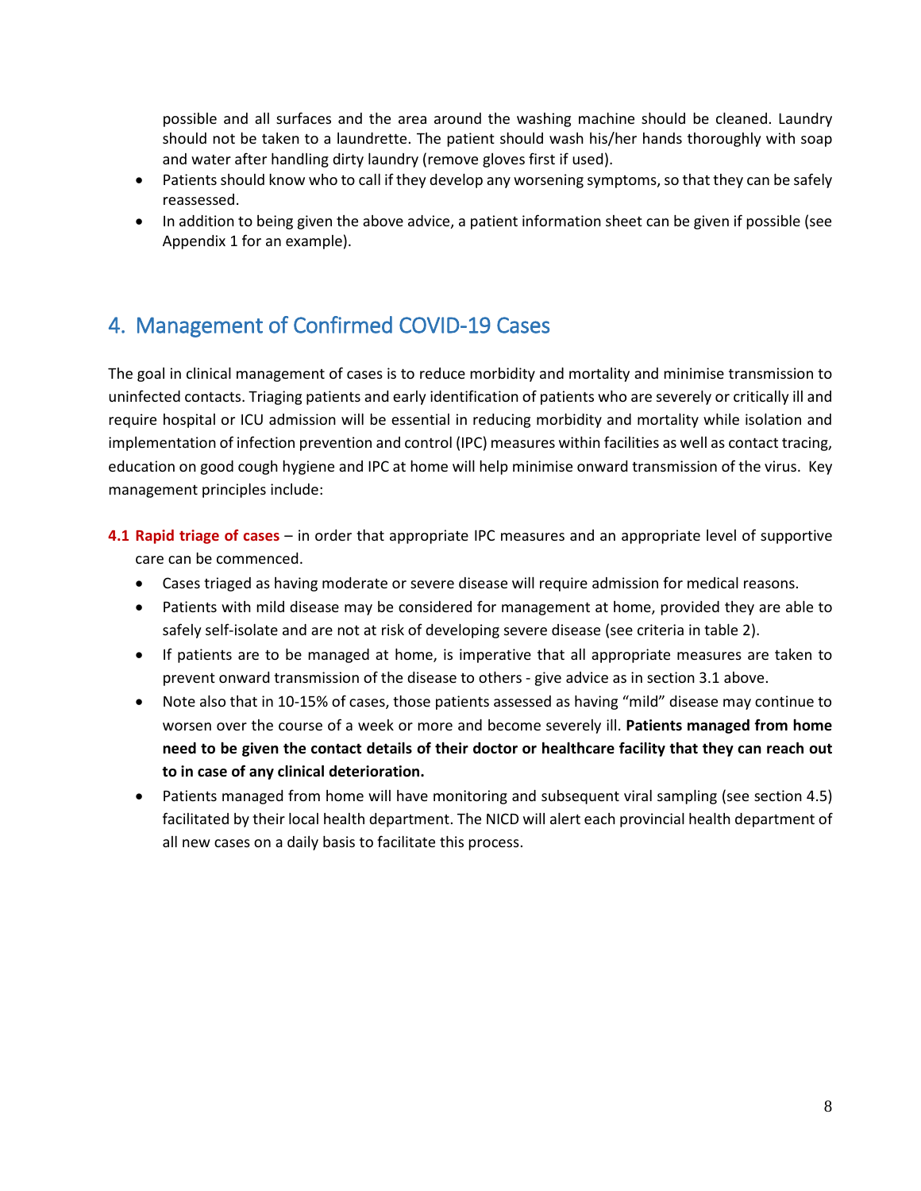possible and all surfaces and the area around the washing machine should be cleaned. Laundry should not be taken to a laundrette. The patient should wash his/her hands thoroughly with soap and water after handling dirty laundry (remove gloves first if used).

- Patients should know who to call if they develop any worsening symptoms, so that they can be safely reassessed.
- In addition to being given the above advice, a patient information sheet can be given if possible (see Appendix 1 for an example).

# 4. Management of Confirmed COVID-19 Cases

The goal in clinical management of cases is to reduce morbidity and mortality and minimise transmission to uninfected contacts. Triaging patients and early identification of patients who are severely or critically ill and require hospital or ICU admission will be essential in reducing morbidity and mortality while isolation and implementation of infection prevention and control (IPC) measures within facilities as well as contact tracing, education on good cough hygiene and IPC at home will help minimise onward transmission of the virus. Key management principles include:

**4.1 Rapid triage of cases** – in order that appropriate IPC measures and an appropriate level of supportive care can be commenced.

- Cases triaged as having moderate or severe disease will require admission for medical reasons.
- Patients with mild disease may be considered for management at home, provided they are able to safely self-isolate and are not at risk of developing severe disease (see criteria in table 2).
- If patients are to be managed at home, is imperative that all appropriate measures are taken to prevent onward transmission of the disease to others - give advice as in section 3.1 above.
- Note also that in 10-15% of cases, those patients assessed as having "mild" disease may continue to worsen over the course of a week or more and become severely ill. **Patients managed from home need to be given the contact details of their doctor or healthcare facility that they can reach out to in case of any clinical deterioration.**
- Patients managed from home will have monitoring and subsequent viral sampling (see section 4.5) facilitated by their local health department. The NICD will alert each provincial health department of all new cases on a daily basis to facilitate this process.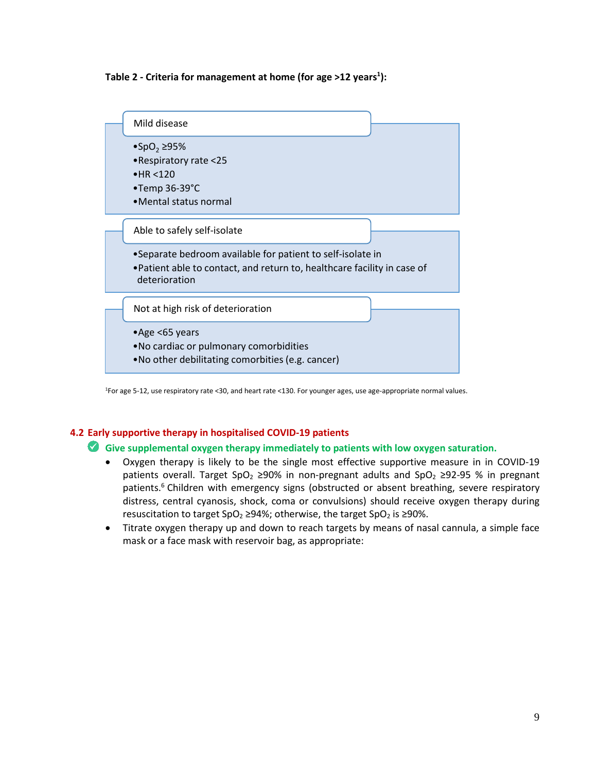**Table 2 - Criteria for management at home (for age >12 years[1]):**

**Mild disease**

- $SpO_2 \geq 95\%$
- Respiratory rate <25
- HR <120
- Temp 36-39°C
- Mental status normal

**Able to safely self-isolate**

- Separate bedroom available for patient to self-isolate in
- Patient able to contact, and return to, healthcare facility in case of deterioration

**Not at high risk of deterioration**

- Age <65 years
- No cardiac or pulmonary comorbidities
- No other debilitating comorbities (e.g. cancer)

[1]For age 5-12, use respiratory rate <30, and heart rate <130. For younger ages, use age-appropriate normal values.

## 4.2 Early supportive therapy in hospitalised COVID-19 patients

✅ **Give supplemental oxygen therapy immediately to patients with low oxygen saturation.**

- Oxygen therapy is likely to be the single most effective supportive measure in in COVID-19 patients overall. Target $SpO_2 \geq 90\%$ in non-pregnant adults and $SpO_2 \geq 92$-$95$ % in pregnant patients.[6] Children with emergency signs (obstructed or absent breathing, severe respiratory distress, central cyanosis, shock, coma or convulsions) should receive oxygen therapy during resuscitation to target $SpO_2 \geq 94\%$; otherwise, the target $SpO_2$ is $\geq 90\%$.
- Titrate oxygen therapy up and down to reach targets by means of nasal cannula, a simple face mask or a face mask with reservoir bag, as appropriate: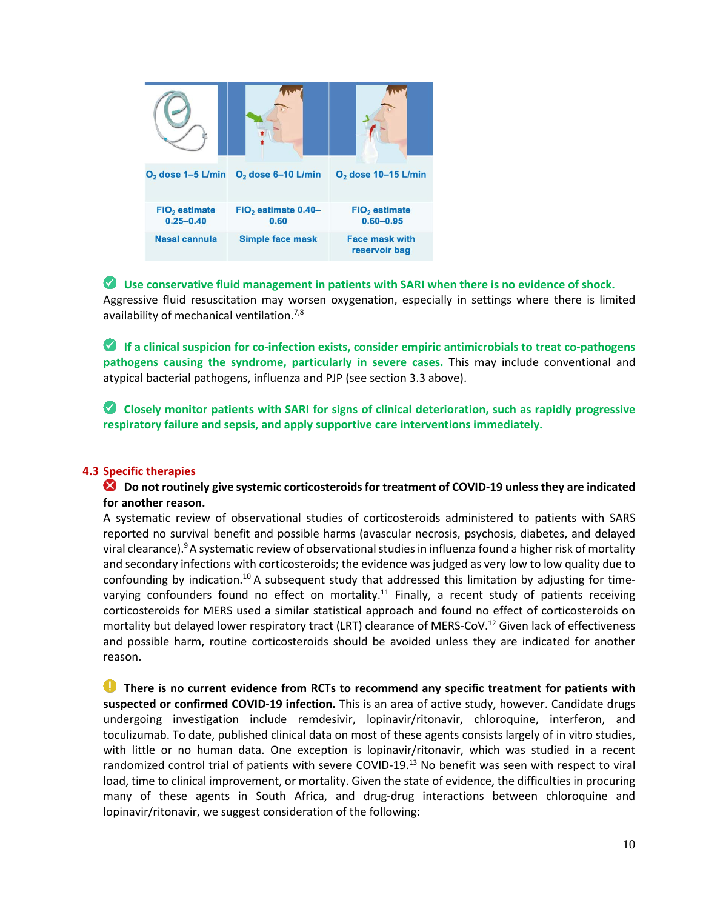| $O_2$ dose 1–5 L/min | $O_2$ dose 6–10 L/min | $O_2$ dose 10–15 L/min |
|---|---|---|
| $FiO_2$ estimate 0.25–0.40 | $FiO_2$ estimate 0.40–0.60 | $FiO_2$ estimate 0.60–0.95 |
| Nasal cannula | Simple face mask | Face mask with reservoir bag |

✅ **Use conservative fluid management in patients with SARI when there is no evidence of shock.** Aggressive fluid resuscitation may worsen oxygenation, especially in settings where there is limited availability of mechanical ventilation.[7,8]

✅ **If a clinical suspicion for co-infection exists, consider empiric antimicrobials to treat co-pathogens pathogens causing the syndrome, particularly in severe cases.** This may include conventional and atypical bacterial pathogens, influenza and PJP (see section 3.3 above).

✅ **Closely monitor patients with SARI for signs of clinical deterioration, such as rapidly progressive respiratory failure and sepsis, and apply supportive care interventions immediately.**

## 4.3 Specific therapies

❌ **Do not routinely give systemic corticosteroids for treatment of COVID-19 unless they are indicated for another reason.**

A systematic review of observational studies of corticosteroids administered to patients with SARS reported no survival benefit and possible harms (avascular necrosis, psychosis, diabetes, and delayed viral clearance).[9] A systematic review of observational studies in influenza found a higher risk of mortality and secondary infections with corticosteroids; the evidence was judged as very low to low quality due to confounding by indication.[10] A subsequent study that addressed this limitation by adjusting for time-varying confounders found no effect on mortality.[11] Finally, a recent study of patients receiving corticosteroids for MERS used a similar statistical approach and found no effect of corticosteroids on mortality but delayed lower respiratory tract (LRT) clearance of MERS-CoV.[12] Given lack of effectiveness and possible harm, routine corticosteroids should be avoided unless they are indicated for another reason.

❗ **There is no current evidence from RCTs to recommend any specific treatment for patients with suspected or confirmed COVID-19 infection.** This is an area of active study, however. Candidate drugs undergoing investigation include remdesivir, lopinavir/ritonavir, chloroquine, interferon, and toculizumab. To date, published clinical data on most of these agents consists largely of in vitro studies, with little or no human data. One exception is lopinavir/ritonavir, which was studied in a recent randomized control trial of patients with severe COVID-19.[13] No benefit was seen with respect to viral load, time to clinical improvement, or mortality. Given the state of evidence, the difficulties in procuring many of these agents in South Africa, and drug-drug interactions between chloroquine and lopinavir/ritonavir, we suggest consideration of the following: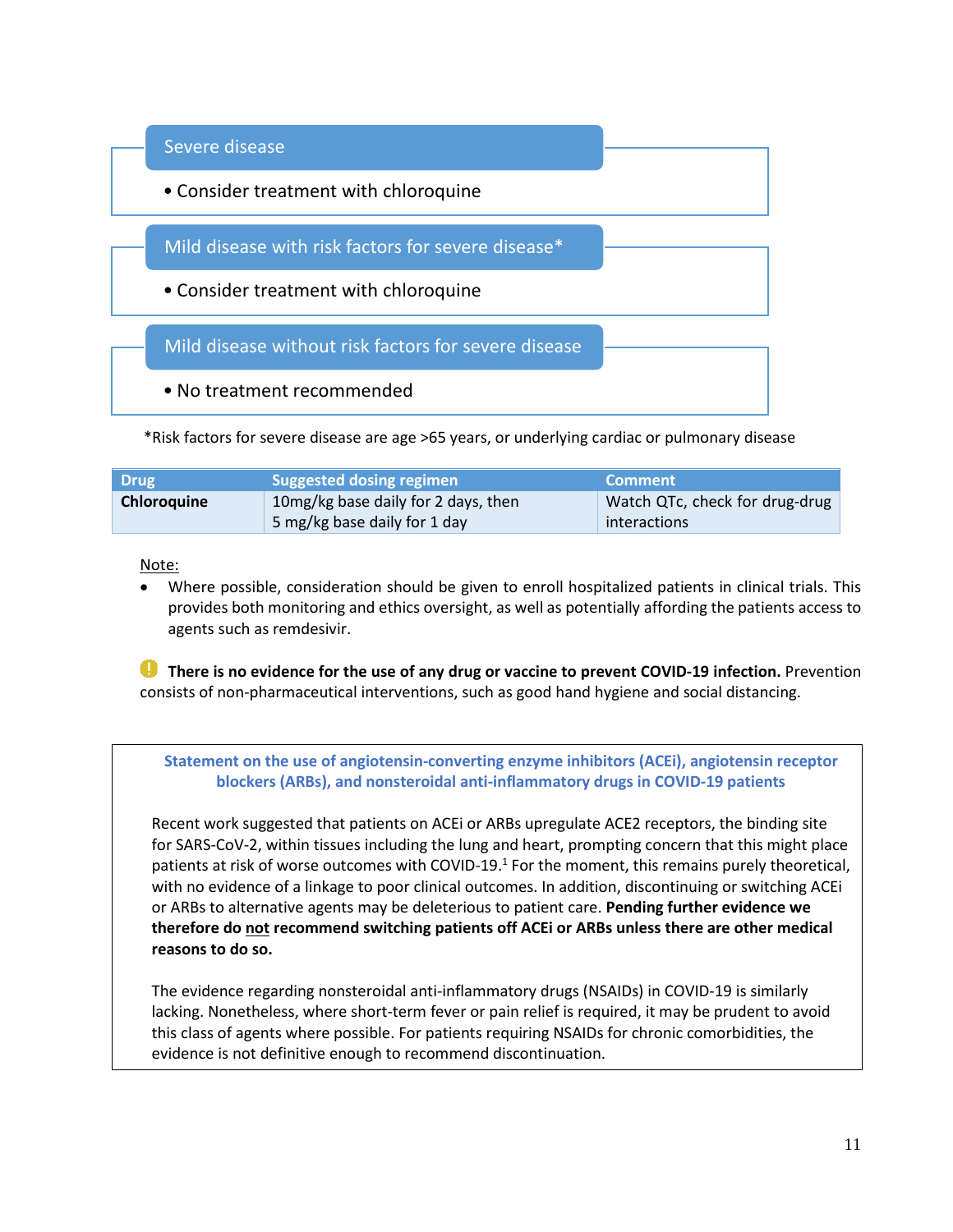**Severe disease**

- Consider treatment with chloroquine

**Mild disease with risk factors for severe disease***

- Consider treatment with chloroquine

**Mild disease without risk factors for severe disease**

- No treatment recommended

*Risk factors for severe disease are age >65 years, or underlying cardiac or pulmonary disease

| Drug | Suggested dosing regimen | Comment |
| --- | --- | --- |
| **Chloroquine** | 10mg/kg base daily for 2 days, then 5 mg/kg base daily for 1 day | Watch QTc, check for drug-drug interactions |

Note:

- Where possible, consideration should be given to enroll hospitalized patients in clinical trials. This provides both monitoring and ethics oversight, as well as potentially affording the patients access to agents such as remdesivir.

**There is no evidence for the use of any drug or vaccine to prevent COVID-19 infection.** Prevention consists of non-pharmaceutical interventions, such as good hand hygiene and social distancing.

### Statement on the use of angiotensin-converting enzyme inhibitors (ACEi), angiotensin receptor blockers (ARBs), and nonsteroidal anti-inflammatory drugs in COVID-19 patients

Recent work suggested that patients on ACEi or ARBs upregulate ACE2 receptors, the binding site for SARS-CoV-2, within tissues including the lung and heart, prompting concern that this might place patients at risk of worse outcomes with COVID-19.[1] For the moment, this remains purely theoretical, with no evidence of a linkage to poor clinical outcomes. In addition, discontinuing or switching ACEi or ARBs to alternative agents may be deleterious to patient care. **Pending further evidence we therefore do <u>not</u> recommend switching patients off ACEi or ARBs unless there are other medical reasons to do so.**

The evidence regarding nonsteroidal anti-inflammatory drugs (NSAIDs) in COVID-19 is similarly lacking. Nonetheless, where short-term fever or pain relief is required, it may be prudent to avoid this class of agents where possible. For patients requiring NSAIDs for chronic comorbidities, the evidence is not definitive enough to recommend discontinuation.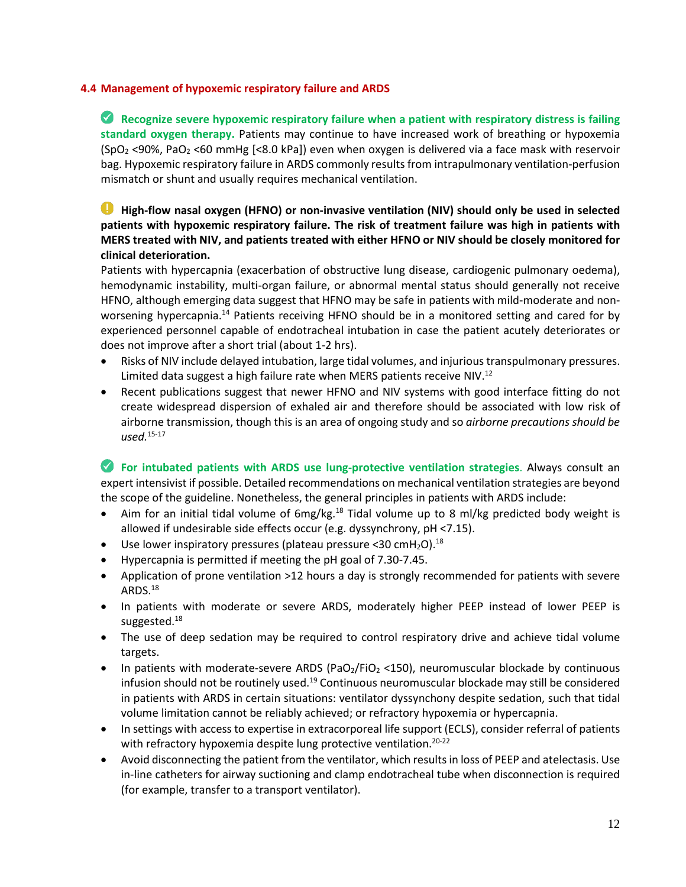### 4.4 Management of hypoxemic respiratory failure and ARDS

**Recognize severe hypoxemic respiratory failure when a patient with respiratory distress is failing standard oxygen therapy.** Patients may continue to have increased work of breathing or hypoxemia ($SpO_2$ <90%, $PaO_2$ <60 mmHg [<8.0 kPa]) even when oxygen is delivered via a face mask with reservoir bag. Hypoxemic respiratory failure in ARDS commonly results from intrapulmonary ventilation-perfusion mismatch or shunt and usually requires mechanical ventilation.

**High-flow nasal oxygen (HFNO) or non-invasive ventilation (NIV) should only be used in selected patients with hypoxemic respiratory failure. The risk of treatment failure was high in patients with MERS treated with NIV, and patients treated with either HFNO or NIV should be closely monitored for clinical deterioration.**

Patients with hypercapnia (exacerbation of obstructive lung disease, cardiogenic pulmonary oedema), hemodynamic instability, multi-organ failure, or abnormal mental status should generally not receive HFNO, although emerging data suggest that HFNO may be safe in patients with mild-moderate and non-worsening hypercapnia.[14] Patients receiving HFNO should be in a monitored setting and cared for by experienced personnel capable of endotracheal intubation in case the patient acutely deteriorates or does not improve after a short trial (about 1-2 hrs).

- Risks of NIV include delayed intubation, large tidal volumes, and injurious transpulmonary pressures. Limited data suggest a high failure rate when MERS patients receive NIV.[12]
- Recent publications suggest that newer HFNO and NIV systems with good interface fitting do not create widespread dispersion of exhaled air and therefore should be associated with low risk of airborne transmission, though this is an area of ongoing study and so *airborne precautions should be used.*[15-17]

**For intubated patients with ARDS use lung-protective ventilation strategies.** Always consult an expert intensivist if possible. Detailed recommendations on mechanical ventilation strategies are beyond the scope of the guideline. Nonetheless, the general principles in patients with ARDS include:

- Aim for an initial tidal volume of 6mg/kg.[18] Tidal volume up to 8 ml/kg predicted body weight is allowed if undesirable side effects occur (e.g. dyssynchrony, pH <7.15).
- Use lower inspiratory pressures (plateau pressure <30 $cmH_2O$).[18]
- Hypercapnia is permitted if meeting the pH goal of 7.30-7.45.
- Application of prone ventilation >12 hours a day is strongly recommended for patients with severe ARDS.[18]
- In patients with moderate or severe ARDS, moderately higher PEEP instead of lower PEEP is suggested.[18]
- The use of deep sedation may be required to control respiratory drive and achieve tidal volume targets.
- In patients with moderate-severe ARDS ($PaO_2/FiO_2$ <150), neuromuscular blockade by continuous infusion should not be routinely used.[19] Continuous neuromuscular blockade may still be considered in patients with ARDS in certain situations: ventilator dyssynchony despite sedation, such that tidal volume limitation cannot be reliably achieved; or refractory hypoxemia or hypercapnia.
- In settings with access to expertise in extracorporeal life support (ECLS), consider referral of patients with refractory hypoxemia despite lung protective ventilation.[20-22]
- Avoid disconnecting the patient from the ventilator, which results in loss of PEEP and atelectasis. Use in-line catheters for airway suctioning and clamp endotracheal tube when disconnection is required (for example, transfer to a transport ventilator).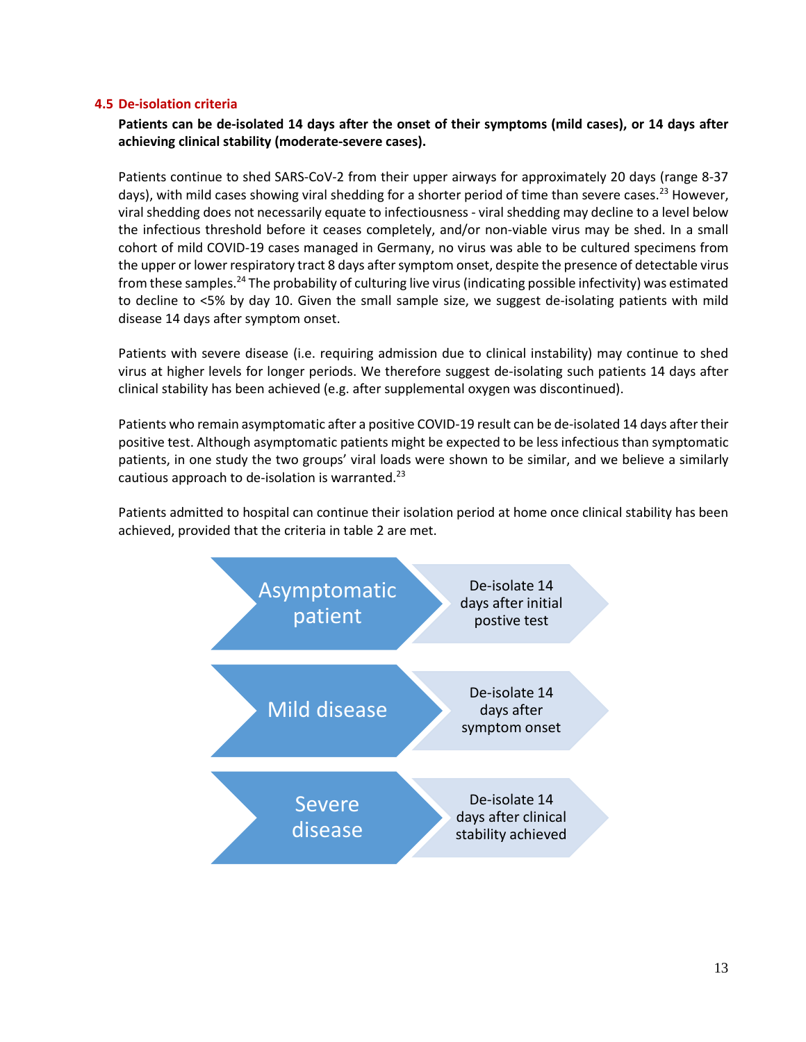### 4.5 De-isolation criteria

**Patients can be de-isolated 14 days after the onset of their symptoms (mild cases), or 14 days after achieving clinical stability (moderate-severe cases).**

Patients continue to shed SARS-CoV-2 from their upper airways for approximately 20 days (range 8-37 days), with mild cases showing viral shedding for a shorter period of time than severe cases.[23] However, viral shedding does not necessarily equate to infectiousness - viral shedding may decline to a level below the infectious threshold before it ceases completely, and/or non-viable virus may be shed. In a small cohort of mild COVID-19 cases managed in Germany, no virus was able to be cultured specimens from the upper or lower respiratory tract 8 days after symptom onset, despite the presence of detectable virus from these samples.[24] The probability of culturing live virus (indicating possible infectivity) was estimated to decline to <5% by day 10. Given the small sample size, we suggest de-isolating patients with mild disease 14 days after symptom onset.

Patients with severe disease (i.e. requiring admission due to clinical instability) may continue to shed virus at higher levels for longer periods. We therefore suggest de-isolating such patients 14 days after clinical stability has been achieved (e.g. after supplemental oxygen was discontinued).

Patients who remain asymptomatic after a positive COVID-19 result can be de-isolated 14 days after their positive test. Although asymptomatic patients might be expected to be less infectious than symptomatic patients, in one study the two groups' viral loads were shown to be similar, and we believe a similarly cautious approach to de-isolation is warranted.[23]

Patients admitted to hospital can continue their isolation period at home once clinical stability has been achieved, provided that the criteria in table 2 are met.

| | |
|---|---|
| Asymptomatic patient | De-isolate 14 days after initial postive test |
| Mild disease | De-isolate 14 days after symptom onset |
| Severe disease | De-isolate 14 days after clinical stability achieved |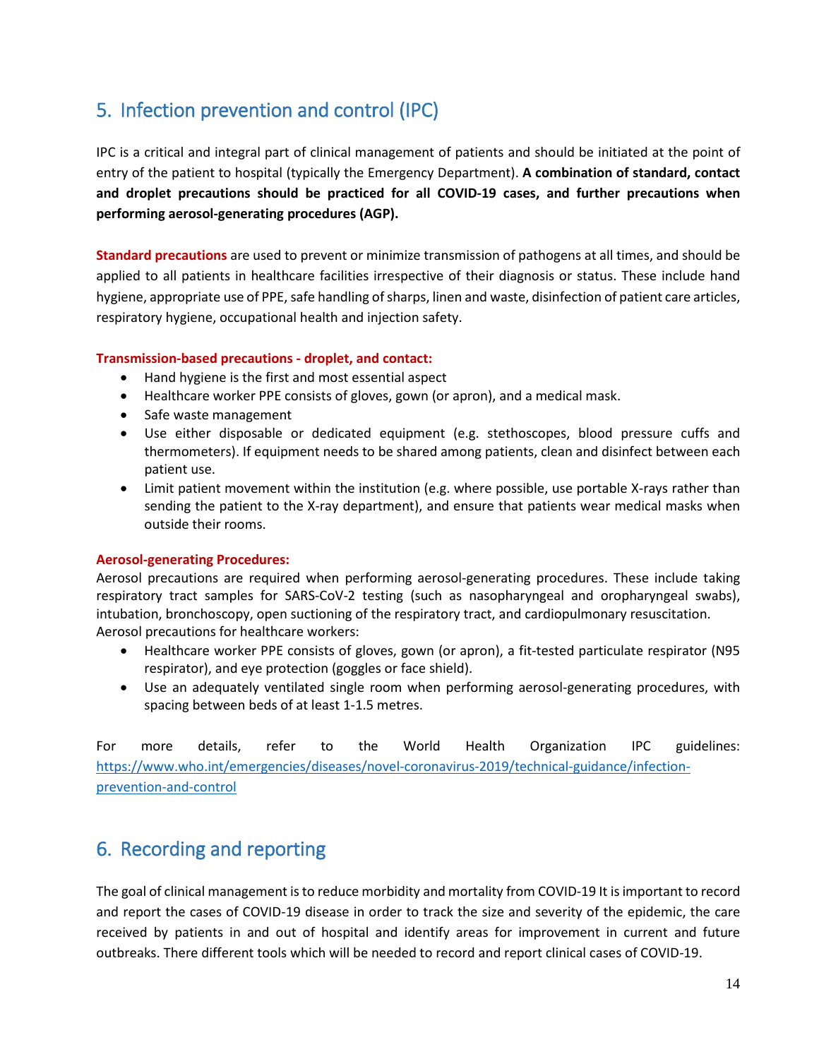## 5. Infection prevention and control (IPC)

IPC is a critical and integral part of clinical management of patients and should be initiated at the point of entry of the patient to hospital (typically the Emergency Department). **A combination of standard, contact and droplet precautions should be practiced for all COVID-19 cases, and further precautions when performing aerosol-generating procedures (AGP).**

**Standard precautions** are used to prevent or minimize transmission of pathogens at all times, and should be applied to all patients in healthcare facilities irrespective of their diagnosis or status. These include hand hygiene, appropriate use of PPE, safe handling of sharps, linen and waste, disinfection of patient care articles, respiratory hygiene, occupational health and injection safety.

**Transmission-based precautions - droplet, and contact:**

- Hand hygiene is the first and most essential aspect
- Healthcare worker PPE consists of gloves, gown (or apron), and a medical mask.
- Safe waste management
- Use either disposable or dedicated equipment (e.g. stethoscopes, blood pressure cuffs and thermometers). If equipment needs to be shared among patients, clean and disinfect between each patient use.
- Limit patient movement within the institution (e.g. where possible, use portable X-rays rather than sending the patient to the X-ray department), and ensure that patients wear medical masks when outside their rooms.

**Aerosol-generating Procedures:**

Aerosol precautions are required when performing aerosol-generating procedures. These include taking respiratory tract samples for SARS-CoV-2 testing (such as nasopharyngeal and oropharyngeal swabs), intubation, bronchoscopy, open suctioning of the respiratory tract, and cardiopulmonary resuscitation.
Aerosol precautions for healthcare workers:

- Healthcare worker PPE consists of gloves, gown (or apron), a fit-tested particulate respirator (N95 respirator), and eye protection (goggles or face shield).
- Use an adequately ventilated single room when performing aerosol-generating procedures, with spacing between beds of at least 1-1.5 metres.

For more details, refer to the World Health Organization IPC guidelines: https://www.who.int/emergencies/diseases/novel-coronavirus-2019/technical-guidance/infection-prevention-and-control

## 6. Recording and reporting

The goal of clinical management is to reduce morbidity and mortality from COVID-19 It is important to record and report the cases of COVID-19 disease in order to track the size and severity of the epidemic, the care received by patients in and out of hospital and identify areas for improvement in current and future outbreaks. There different tools which will be needed to record and report clinical cases of COVID-19.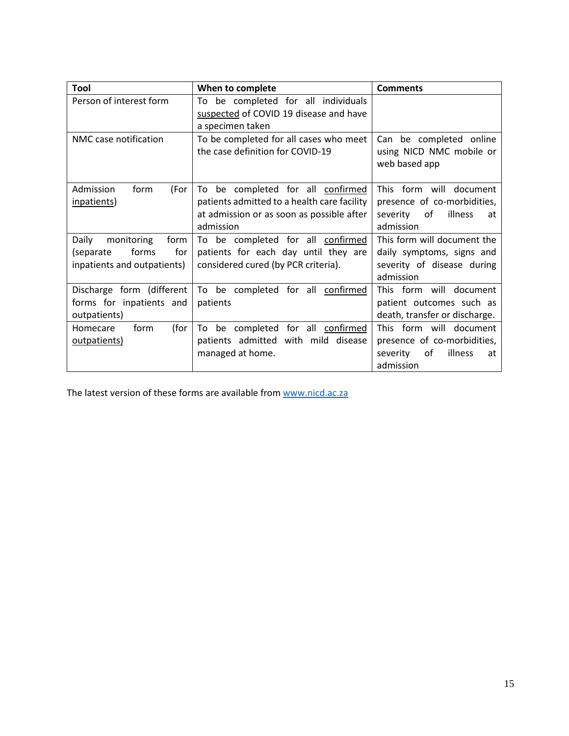| Tool | When to complete | Comments |
|---|---|---|
| Person of interest form | To be completed for all individuals suspected of COVID 19 disease and have a specimen taken | |
| NMC case notification | To be completed for all cases who meet the case definition for COVID-19 | Can be completed online using NICD NMC mobile or web based app |
| Admission form (For inpatients) | To be completed for all confirmed patients admitted to a health care facility at admission or as soon as possible after admission | This form will document presence of co-morbidities, severity of illness at admission |
| Daily monitoring form (separate forms for inpatients and outpatients) | To be completed for all confirmed patients for each day until they are considered cured (by PCR criteria). | This form will document the daily symptoms, signs and severity of disease during admission |
| Discharge form (different forms for inpatients and outpatients) | To be completed for all confirmed patients | This form will document patient outcomes such as death, transfer or discharge. |
| Homecare form (for outpatients) | To be completed for all confirmed patients admitted with mild disease managed at home. | This form will document presence of co-morbidities, severity of illness at admission |

The latest version of these forms are available from [www.nicd.ac.za](http://www.nicd.ac.za)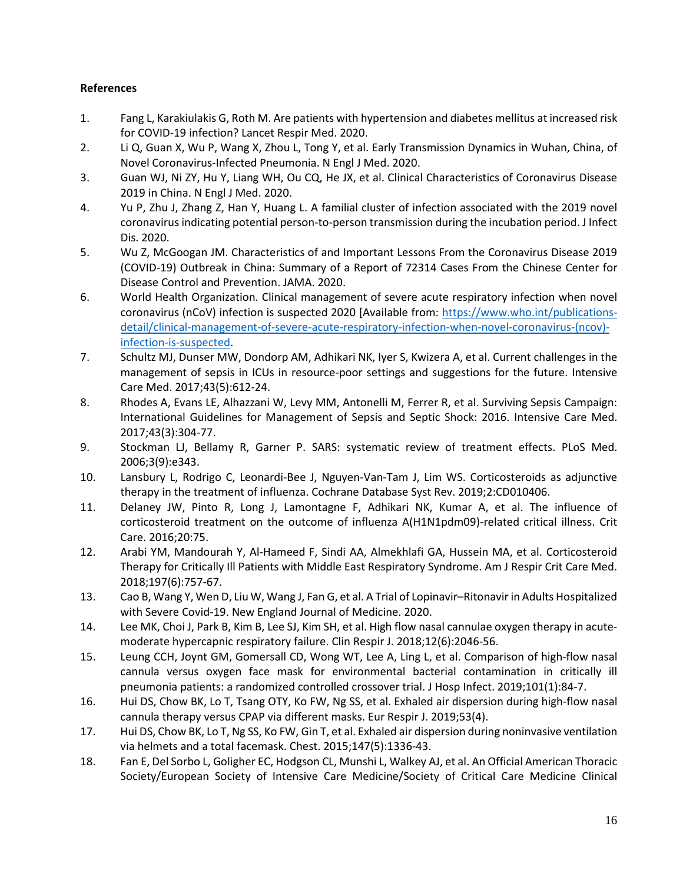**References**

1. Fang L, Karakiulakis G, Roth M. Are patients with hypertension and diabetes mellitus at increased risk for COVID-19 infection? Lancet Respir Med. 2020.
2. Li Q, Guan X, Wu P, Wang X, Zhou L, Tong Y, et al. Early Transmission Dynamics in Wuhan, China, of Novel Coronavirus-Infected Pneumonia. N Engl J Med. 2020.
3. Guan WJ, Ni ZY, Hu Y, Liang WH, Ou CQ, He JX, et al. Clinical Characteristics of Coronavirus Disease 2019 in China. N Engl J Med. 2020.
4. Yu P, Zhu J, Zhang Z, Han Y, Huang L. A familial cluster of infection associated with the 2019 novel coronavirus indicating potential person-to-person transmission during the incubation period. J Infect Dis. 2020.
5. Wu Z, McGoogan JM. Characteristics of and Important Lessons From the Coronavirus Disease 2019 (COVID-19) Outbreak in China: Summary of a Report of 72314 Cases From the Chinese Center for Disease Control and Prevention. JAMA. 2020.
6. World Health Organization. Clinical management of severe acute respiratory infection when novel coronavirus (nCoV) infection is suspected 2020 [Available from: https://www.who.int/publications-detail/clinical-management-of-severe-acute-respiratory-infection-when-novel-coronavirus-(ncov)-infection-is-suspected.
7. Schultz MJ, Dunser MW, Dondorp AM, Adhikari NK, Iyer S, Kwizera A, et al. Current challenges in the management of sepsis in ICUs in resource-poor settings and suggestions for the future. Intensive Care Med. 2017;43(5):612-24.
8. Rhodes A, Evans LE, Alhazzani W, Levy MM, Antonelli M, Ferrer R, et al. Surviving Sepsis Campaign: International Guidelines for Management of Sepsis and Septic Shock: 2016. Intensive Care Med. 2017;43(3):304-77.
9. Stockman LJ, Bellamy R, Garner P. SARS: systematic review of treatment effects. PLoS Med. 2006;3(9):e343.
10. Lansbury L, Rodrigo C, Leonardi-Bee J, Nguyen-Van-Tam J, Lim WS. Corticosteroids as adjunctive therapy in the treatment of influenza. Cochrane Database Syst Rev. 2019;2:CD010406.
11. Delaney JW, Pinto R, Long J, Lamontagne F, Adhikari NK, Kumar A, et al. The influence of corticosteroid treatment on the outcome of influenza A(H1N1pdm09)-related critical illness. Crit Care. 2016;20:75.
12. Arabi YM, Mandourah Y, Al-Hameed F, Sindi AA, Almekhlafi GA, Hussein MA, et al. Corticosteroid Therapy for Critically Ill Patients with Middle East Respiratory Syndrome. Am J Respir Crit Care Med. 2018;197(6):757-67.
13. Cao B, Wang Y, Wen D, Liu W, Wang J, Fan G, et al. A Trial of Lopinavir–Ritonavir in Adults Hospitalized with Severe Covid-19. New England Journal of Medicine. 2020.
14. Lee MK, Choi J, Park B, Kim B, Lee SJ, Kim SH, et al. High flow nasal cannulae oxygen therapy in acute-moderate hypercapnic respiratory failure. Clin Respir J. 2018;12(6):2046-56.
15. Leung CCH, Joynt GM, Gomersall CD, Wong WT, Lee A, Ling L, et al. Comparison of high-flow nasal cannula versus oxygen face mask for environmental bacterial contamination in critically ill pneumonia patients: a randomized controlled crossover trial. J Hosp Infect. 2019;101(1):84-7.
16. Hui DS, Chow BK, Lo T, Tsang OTY, Ko FW, Ng SS, et al. Exhaled air dispersion during high-flow nasal cannula therapy versus CPAP via different masks. Eur Respir J. 2019;53(4).
17. Hui DS, Chow BK, Lo T, Ng SS, Ko FW, Gin T, et al. Exhaled air dispersion during noninvasive ventilation via helmets and a total facemask. Chest. 2015;147(5):1336-43.
18. Fan E, Del Sorbo L, Goligher EC, Hodgson CL, Munshi L, Walkey AJ, et al. An Official American Thoracic Society/European Society of Intensive Care Medicine/Society of Critical Care Medicine Clinical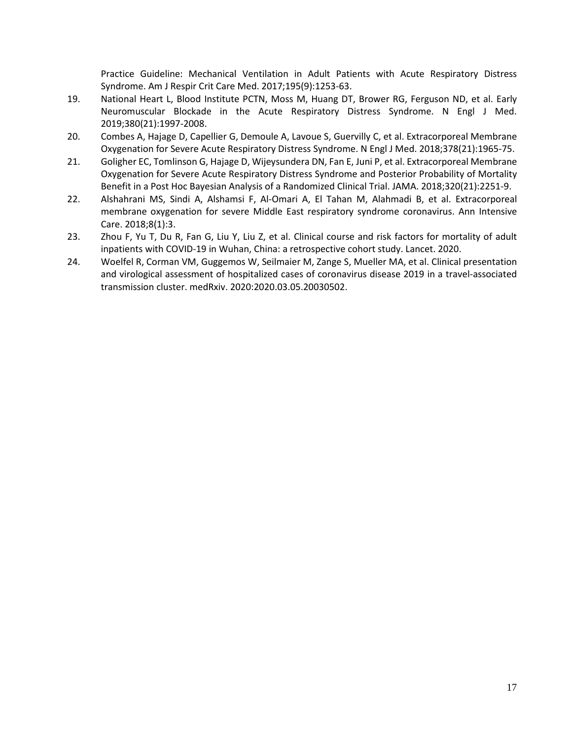Practice Guideline: Mechanical Ventilation in Adult Patients with Acute Respiratory Distress Syndrome. Am J Respir Crit Care Med. 2017;195(9):1253-63.

19. National Heart L, Blood Institute PCTN, Moss M, Huang DT, Brower RG, Ferguson ND, et al. Early Neuromuscular Blockade in the Acute Respiratory Distress Syndrome. N Engl J Med. 2019;380(21):1997-2008.
20. Combes A, Hajage D, Capellier G, Demoule A, Lavoue S, Guervilly C, et al. Extracorporeal Membrane Oxygenation for Severe Acute Respiratory Distress Syndrome. N Engl J Med. 2018;378(21):1965-75.
21. Goligher EC, Tomlinson G, Hajage D, Wijeysundera DN, Fan E, Juni P, et al. Extracorporeal Membrane Oxygenation for Severe Acute Respiratory Distress Syndrome and Posterior Probability of Mortality Benefit in a Post Hoc Bayesian Analysis of a Randomized Clinical Trial. JAMA. 2018;320(21):2251-9.
22. Alshahrani MS, Sindi A, Alshamsi F, Al-Omari A, El Tahan M, Alahmadi B, et al. Extracorporeal membrane oxygenation for severe Middle East respiratory syndrome coronavirus. Ann Intensive Care. 2018;8(1):3.
23. Zhou F, Yu T, Du R, Fan G, Liu Y, Liu Z, et al. Clinical course and risk factors for mortality of adult inpatients with COVID-19 in Wuhan, China: a retrospective cohort study. Lancet. 2020.
24. Woelfel R, Corman VM, Guggemos W, Seilmaier M, Zange S, Mueller MA, et al. Clinical presentation and virological assessment of hospitalized cases of coronavirus disease 2019 in a travel-associated transmission cluster. medRxiv. 2020:2020.03.05.20030502.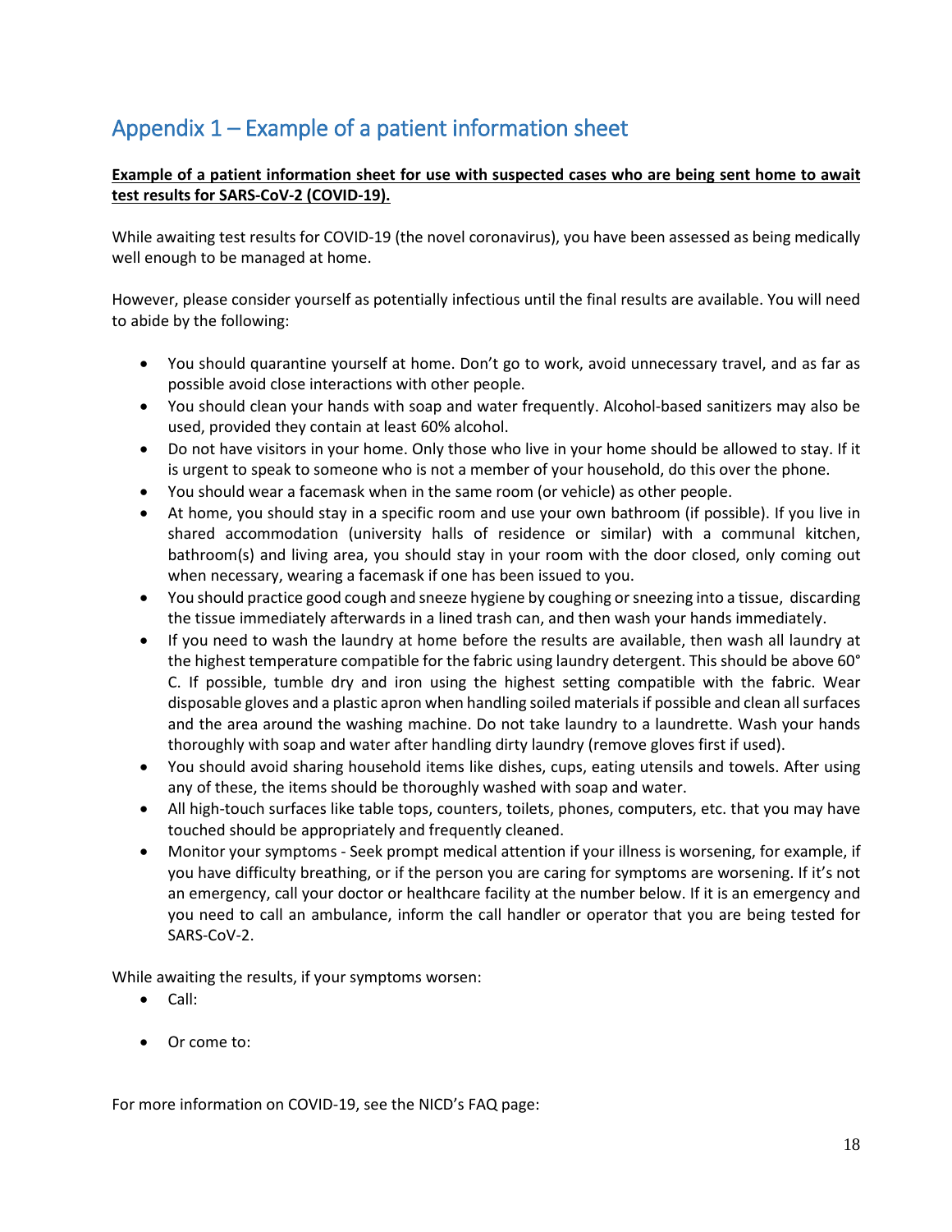# Appendix 1 – Example of a patient information sheet

**Example of a patient information sheet for use with suspected cases who are being sent home to await test results for SARS-CoV-2 (COVID-19).**

While awaiting test results for COVID-19 (the novel coronavirus), you have been assessed as being medically well enough to be managed at home.

However, please consider yourself as potentially infectious until the final results are available. You will need to abide by the following:

- You should quarantine yourself at home. Don't go to work, avoid unnecessary travel, and as far as possible avoid close interactions with other people.
- You should clean your hands with soap and water frequently. Alcohol-based sanitizers may also be used, provided they contain at least 60% alcohol.
- Do not have visitors in your home. Only those who live in your home should be allowed to stay. If it is urgent to speak to someone who is not a member of your household, do this over the phone.
- You should wear a facemask when in the same room (or vehicle) as other people.
- At home, you should stay in a specific room and use your own bathroom (if possible). If you live in shared accommodation (university halls of residence or similar) with a communal kitchen, bathroom(s) and living area, you should stay in your room with the door closed, only coming out when necessary, wearing a facemask if one has been issued to you.
- You should practice good cough and sneeze hygiene by coughing or sneezing into a tissue, discarding the tissue immediately afterwards in a lined trash can, and then wash your hands immediately.
- If you need to wash the laundry at home before the results are available, then wash all laundry at the highest temperature compatible for the fabric using laundry detergent. This should be above 60° C. If possible, tumble dry and iron using the highest setting compatible with the fabric. Wear disposable gloves and a plastic apron when handling soiled materials if possible and clean all surfaces and the area around the washing machine. Do not take laundry to a laundrette. Wash your hands thoroughly with soap and water after handling dirty laundry (remove gloves first if used).
- You should avoid sharing household items like dishes, cups, eating utensils and towels. After using any of these, the items should be thoroughly washed with soap and water.
- All high-touch surfaces like table tops, counters, toilets, phones, computers, etc. that you may have touched should be appropriately and frequently cleaned.
- Monitor your symptoms - Seek prompt medical attention if your illness is worsening, for example, if you have difficulty breathing, or if the person you are caring for symptoms are worsening. If it's not an emergency, call your doctor or healthcare facility at the number below. If it is an emergency and you need to call an ambulance, inform the call handler or operator that you are being tested for SARS-CoV-2.

While awaiting the results, if your symptoms worsen:

- Call:
- Or come to:

For more information on COVID-19, see the NICD's FAQ page: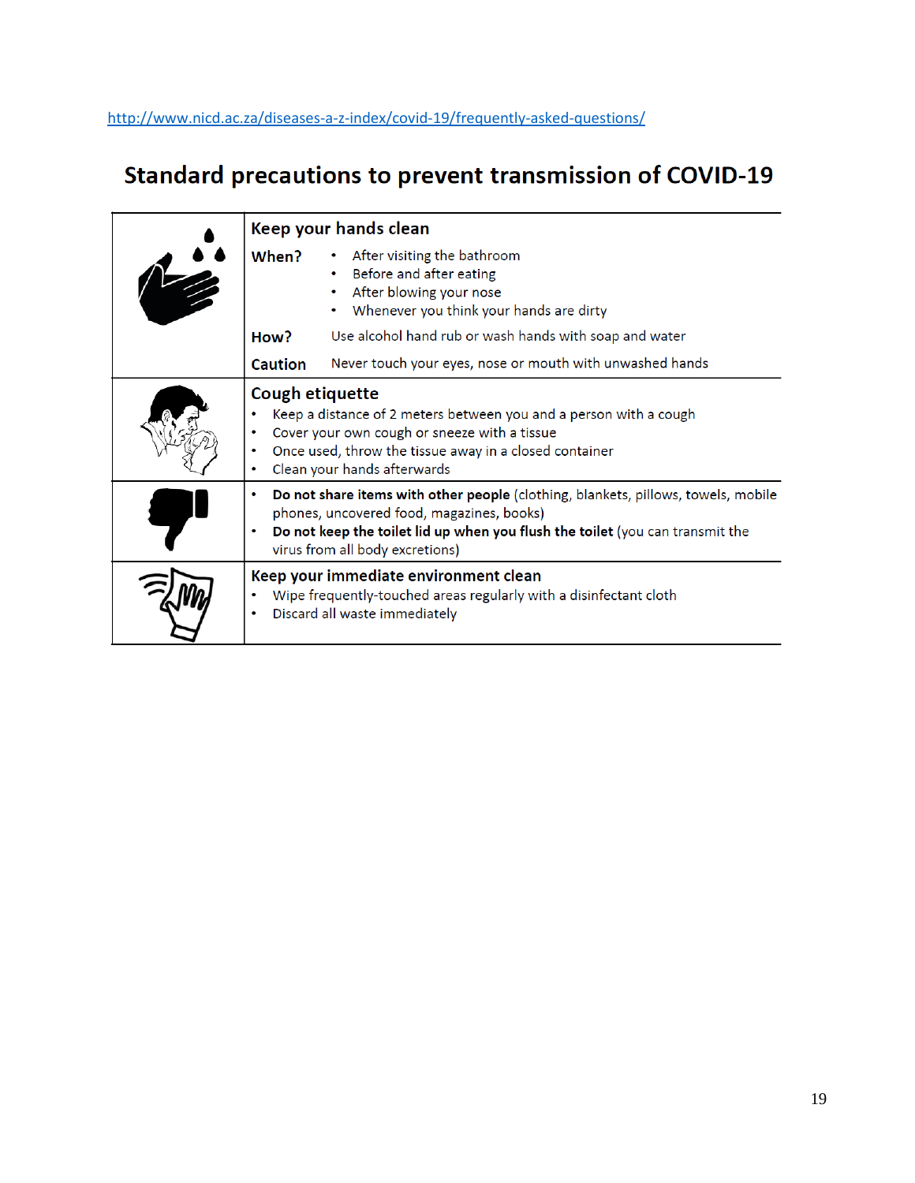http://www.nicd.ac.za/diseases-a-z-index/covid-19/frequently-asked-questions/

# Standard precautions to prevent transmission of COVID-19

| | |
|---|---|
| | **Keep your hands clean**<br>**When?**<br>• After visiting the bathroom<br>• Before and after eating<br>• After blowing your nose<br>• Whenever you think your hands are dirty<br>**How?** Use alcohol hand rub or wash hands with soap and water<br>**Caution** Never touch your eyes, nose or mouth with unwashed hands |
| | **Cough etiquette**<br>• Keep a distance of 2 meters between you and a person with a cough<br>• Cover your own cough or sneeze with a tissue<br>• Once used, throw the tissue away in a closed container<br>• Clean your hands afterwards |
| | • **Do not share items with other people** (clothing, blankets, pillows, towels, mobile phones, uncovered food, magazines, books)<br>• **Do not keep the toilet lid up when you flush the toilet** (you can transmit the virus from all body excretions) |
| | **Keep your immediate environment clean**<br>• Wipe frequently-touched areas regularly with a disinfectant cloth<br>• Discard all waste immediately |